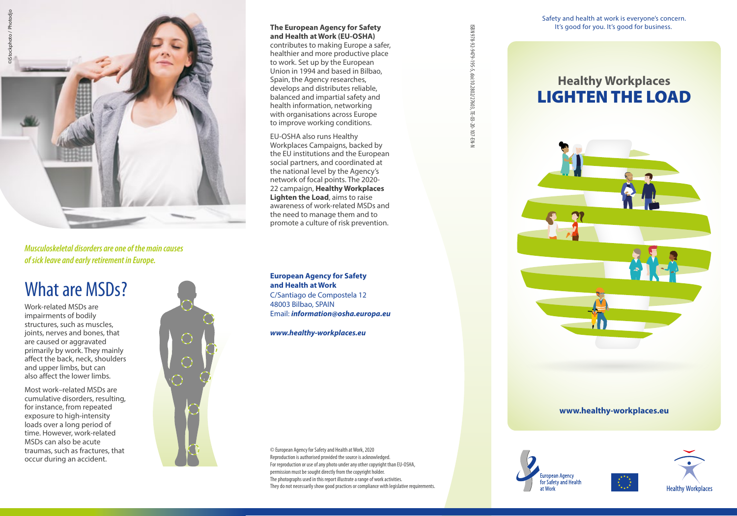©iStockphoto / Photodjo

*Musculoskeletal disorders are one of the main causes of sick leave and early retirement in Europe.*

# What are MSDs?

Work-related MSDs are impairments of bodily structures, such as muscles, joints, nerves and bones, that are caused or aggravated primarily by work. They mainly affect the back, neck, shoulders and upper limbs, but can also affect the lower limbs.

Most work–related MSDs are cumulative disorders, resulting, for instance, from repeated exposure to high-intensity loads over a long period of time. However, work-related MSDs can also be acute traumas, such as fractures, that occur during an accident.

**The European Agency for Safety and Health at Work (EU-OSHA)** contributes to making Europe a safer, healthier and more productive place to work. Set up by the European Union in 1994 and based in Bilbao, Spain, the Agency researches, develops and distributes reliable, balanced and impartial safety and health information, networking with organisations across Europe to improve working conditions.

EU-OSHA also runs Healthy Workplaces Campaigns, backed by the EU institutions and the European social partners, and coordinated at the national level by the Agency's network of focal points. The 2020-22 campaign, **Healthy Workplaces Lighten the Load**, aims to raise awareness of work-related MSDs and the need to manage them and to promote a culture of risk prevention.

**European Agency for Safety and Health at Work**
C/Santiago de Compostela 12
48003 Bilbao, SPAIN
Email: ***information@osha.europa.eu***

***www.healthy-workplaces.eu***

© European Agency for Safety and Health at Work, 2020
Reproduction is authorised provided the source is acknowledged.
For reproduction or use of any photo under any other copyright than EU-OSHA, permission must be sought directly from the copyright holder.
The photographs used in this report illustrate a range of work activities.
They do not necessarily show good practices or compliance with legislative requirements.

ISBN 978-92-9479-195-5, doi:10.2802/27603, TE-03-20-107-EN-N

Safety and health at work is everyone's concern.
It's good for you. It's good for business.

## Healthy Workplaces

# LIGHTEN THE LOAD

**www.healthy-workplaces.eu**

European Agency for Safety and Health at Work

Healthy Workplaces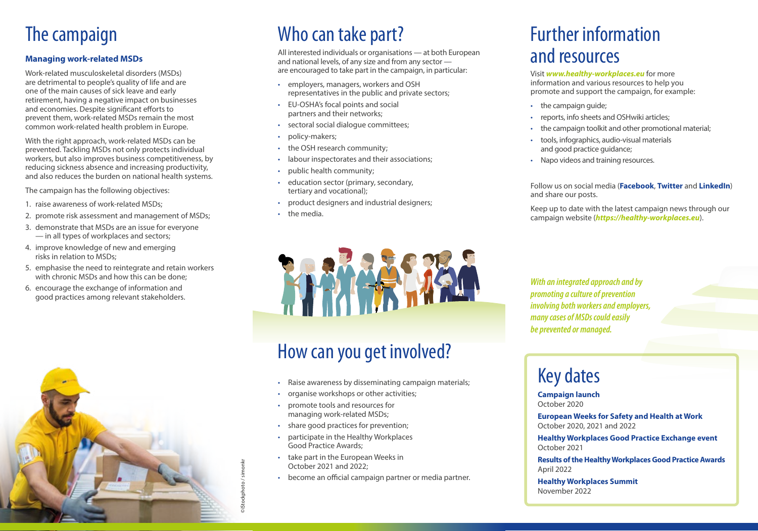# The campaign

**Managing work-related MSDs**

Work-related musculoskeletal disorders (MSDs) are detrimental to people's quality of life and are one of the main causes of sick leave and early retirement, having a negative impact on businesses and economies. Despite significant efforts to prevent them, work-related MSDs remain the most common work-related health problem in Europe.

With the right approach, work-related MSDs can be prevented. Tackling MSDs not only protects individual workers, but also improves business competitiveness, by reducing sickness absence and increasing productivity, and also reduces the burden on national health systems.

The campaign has the following objectives:

1. raise awareness of work-related MSDs;
2. promote risk assessment and management of MSDs;
3. demonstrate that MSDs are an issue for everyone — in all types of workplaces and sectors;
4. improve knowledge of new and emerging risks in relation to MSDs;
5. emphasise the need to reintegrate and retain workers with chronic MSDs and how this can be done;
6. encourage the exchange of information and good practices among relevant stakeholders.

©iStockphoto / simonkr

# Who can take part?

All interested individuals or organisations — at both European and national levels, of any size and from any sector — are encouraged to take part in the campaign, in particular:

- employers, managers, workers and OSH representatives in the public and private sectors;
- EU-OSHA's focal points and social partners and their networks;
- sectoral social dialogue committees;
- policy-makers;
- the OSH research community;
- labour inspectorates and their associations;
- public health community;
- education sector (primary, secondary, tertiary and vocational);
- product designers and industrial designers;
- the media.

# How can you get involved?

- Raise awareness by disseminating campaign materials;
- organise workshops or other activities;
- promote tools and resources for managing work-related MSDs;
- share good practices for prevention;
- participate in the Healthy Workplaces Good Practice Awards;
- take part in the European Weeks in October 2021 and 2022;
- become an official campaign partner or media partner.

# Further information and resources

Visit ***www.healthy-workplaces.eu*** for more information and various resources to help you promote and support the campaign, for example:

- the campaign guide;
- reports, info sheets and OSHwiki articles;
- the campaign toolkit and other promotional material;
- tools, infographics, audio-visual materials and good practice guidance;
- Napo videos and training resources.

Follow us on social media (**Facebook**, **Twitter** and **LinkedIn**) and share our posts.

Keep up to date with the latest campaign news through our campaign website (***https://healthy-workplaces.eu***).

*With an integrated approach and by promoting a culture of prevention involving both workers and employers, many cases of MSDs could easily be prevented or managed.*

# Key dates

**Campaign launch**
October 2020

**European Weeks for Safety and Health at Work**
October 2020, 2021 and 2022

**Healthy Workplaces Good Practice Exchange event**
October 2021

**Results of the Healthy Workplaces Good Practice Awards**
April 2022

**Healthy Workplaces Summit**
November 2022